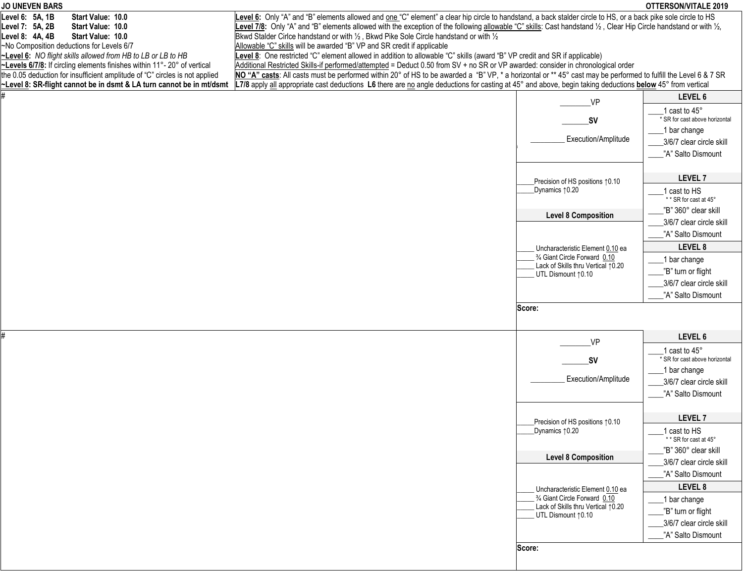**JO UNEVEN BARS** **OTTERSON/VITALE 2019**

**Level 6: 5A, 1B Start Value: 10.0**
**Level 7: 5A, 2B Start Value: 10.0**
**Level 8: 4A, 4B Start Value: 10.0**
~No Composition deductions for Levels 6/7
**~Level 6:** *NO flight skills allowed from HB to LB or LB to HB*
**~Levels 6/7/8:** If circling elements finishes within 11°- 20° of vertical the 0.05 deduction for insufficient amplitude of "C" circles is not applied
**~Level 8: SR-flight cannot be in dsmt & LA turn cannot be in mt/dsmt**

**Level 6:** Only "A" and "B" elements allowed and one "C" element" a clear hip circle to handstand, a back stalder circle to HS, or a back pike sole circle to HS
**Level 7/8:** Only "A" and "B" elements allowed with the exception of the following allowable "C" skills: Cast handstand ½ , Clear Hip Circle handstand or with ½, Bkwd Stalder Cirlce handstand or with ½ , Bkwd Pike Sole Circle handstand or with ½
Allowable "C" skills will be awarded "B" VP and SR credit if applicable
**Level 8**: One restricted "C" element allowed in addition to allowable "C" skills (award "B" VP credit and SR if applicable)
Additional Restricted Skills-if performed/attempted = Deduct 0.50 from SV + no SR or VP awarded: consider in chronological order
**NO "A" casts**: All casts must be performed within 20° of HS to be awarded a "B" VP, * a horizontal or ** 45° cast may be performed to fulfill the Level 6 & 7 SR
**L7/8** apply all appropriate cast deductions **L6** there are no angle deductions for casting at 45° and above, begin taking deductions **below** 45° from vertical

---

#

________VP

_______**SV**

_________ Execution/Amplitude

_____Precision of HS positions ↑0.10
_____Dynamics ↑0.20

**Level 8 Composition**

_____ Uncharacteristic Element 0.10 ea
_____ ¾ Giant Circle Forward 0.10
_____ Lack of Skills thru Vertical ↑0.20
_____ UTL Dismount ↑0.10

**LEVEL 6**
____1 cast to 45°
\* SR for cast above horizontal
____1 bar change
____3/6/7 clear circle skill
____"A" Salto Dismount

**LEVEL 7**
____1 cast to HS
\* \* SR for cast at 45°
____"B" 360° clear skill
____3/6/7 clear circle skill
____"A" Salto Dismount

**LEVEL 8**
____1 bar change
____"B" turn or flight
____3/6/7 clear circle skill
____"A" Salto Dismount

**Score:**

---

#

________VP

_______**SV**

_________ Execution/Amplitude

_____Precision of HS positions ↑0.10
_____Dynamics ↑0.20

**Level 8 Composition**

_____ Uncharacteristic Element 0.10 ea
_____ ¾ Giant Circle Forward 0.10
_____ Lack of Skills thru Vertical ↑0.20
_____ UTL Dismount ↑0.10

**LEVEL 6**
____1 cast to 45°
\* SR for cast above horizontal
____1 bar change
____3/6/7 clear circle skill
____"A" Salto Dismount

**LEVEL 7**
____1 cast to HS
\* \* SR for cast at 45°
____"B" 360° clear skill
____3/6/7 clear circle skill
____"A" Salto Dismount

**LEVEL 8**
____1 bar change
____"B" turn or flight
____3/6/7 clear circle skill
____"A" Salto Dismount

**Score:**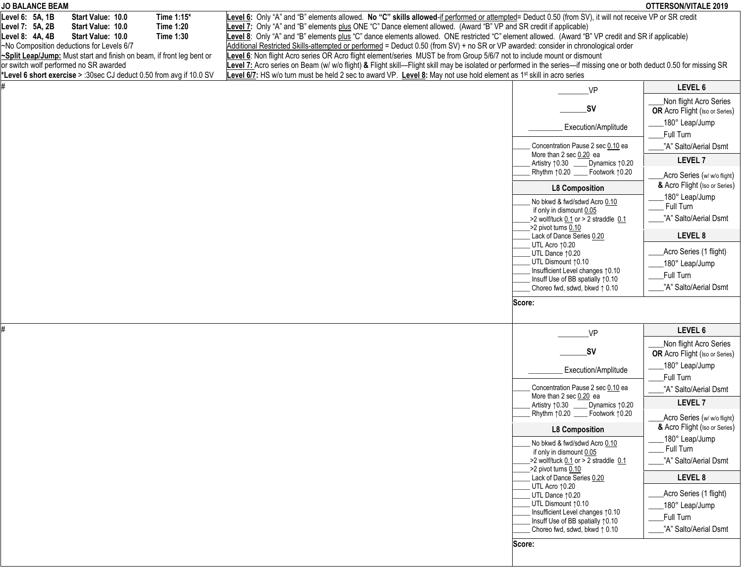**JO BALANCE BEAM** **OTTERSON/VITALE 2019**

| | | |
|---|---|---|
| **Level 6: 5A, 1B** | **Start Value: 10.0** | **Time 1:15*** |
| **Level 7: 5A, 2B** | **Start Value: 10.0** | **Time 1:20** |
| **Level 8: 4A, 4B** | **Start Value: 10.0** | **Time 1:30** |

~No Composition deductions for Levels 6/7

**~Split Leap/Jump:** Must start and finish on beam, if front leg bent or or switch wolf performed no SR awarded

***Level 6 short exercise** > :30sec CJ deduct 0.50 from avg if 10.0 SV

**Level 6:** Only "A" and "B" elements allowed. **No "C" skills allowed**-if performed or attempted= Deduct 0.50 (from SV), it will not receive VP or SR credit

**Level 7:** Only "A" and "B" elements plus ONE "C" Dance element allowed. (Award "B" VP and SR credit if applicable)

**Level 8**: Only "A" and "B" elements plus "C" dance elements allowed. ONE restricted "C" element allowed. (Award "B" VP credit and SR if applicable)

Additional Restricted Skills-attempted or performed = Deduct 0.50 (from SV) + no SR or VP awarded: consider in chronological order

**Level 6**: Non flight Acro series OR Acro flight element/series MUST be from Group 5/6/7 not to include mount or dismount

**Level 7:** Acro series on Beam (w/ w/o flight) **&** Flight skill—Flight skill may be isolated or performed in the series—if missing one or both deduct 0.50 for missing SR

**Level 6/7:** HS w/o turn must be held 2 sec to award VP. **Level 8:** May not use hold element as 1st skill in acro series

---

#

________VP

_______**SV**

_________ Execution/Amplitude

_____ Concentration Pause 2 sec 0.10 ea
More than 2 sec 0.20 ea
_____ Artistry ↑0.30 ____ Dynamics ↑0.20
_____ Rhythm ↑0.20 ____ Footwork ↑0.20

**L8 Composition**

_____ No bkwd & fwd/sdwd Acro 0.10
if only in dismount 0.05
_____>2 wolf/tuck 0.1 or > 2 straddle 0.1
_____>2 pivot turns 0.10
_____ Lack of Dance Series 0.20
_____ UTL Acro ↑0.20
_____ UTL Dance ↑0.20
_____ UTL Dismount ↑0.10
_____ Insufficient Level changes ↑0.10
_____ Insuff Use of BB spatially ↑0.10
_____ Choreo fwd, sdwd, bkwd ↑ 0.10

**LEVEL 6**

____Non flight Acro Series **OR** Acro Flight (Iso or Series)
____180° Leap/Jump
____Full Turn
____"A" Salto/Aerial Dsmt

**LEVEL 7**

____Acro Series (w/ w/o flight) **&** Acro Flight (Iso or Series)
____180° Leap/Jump
____ Full Turn
____"A" Salto/Aerial Dsmt

**LEVEL 8**

____Acro Series (1 flight)
____180° Leap/Jump
____Full Turn
____"A" Salto/Aerial Dsmt

**Score:**

---

#

________VP

_______**SV**

_________ Execution/Amplitude

_____ Concentration Pause 2 sec 0.10 ea
More than 2 sec 0.20 ea
_____ Artistry ↑0.30 ____ Dynamics ↑0.20
_____ Rhythm ↑0.20 ____ Footwork ↑0.20

**L8 Composition**

_____ No bkwd & fwd/sdwd Acro 0.10
if only in dismount 0.05
_____>2 wolf/tuck 0.1 or > 2 straddle 0.1
_____>2 pivot turns 0.10
_____ Lack of Dance Series 0.20
_____ UTL Acro ↑0.20
_____ UTL Dance ↑0.20
_____ UTL Dismount ↑0.10
_____ Insufficient Level changes ↑0.10
_____ Insuff Use of BB spatially ↑0.10
_____ Choreo fwd, sdwd, bkwd ↑ 0.10

**LEVEL 6**

____Non flight Acro Series **OR** Acro Flight (Iso or Series)
____180° Leap/Jump
____Full Turn
____"A" Salto/Aerial Dsmt

**LEVEL 7**

____Acro Series (w/ w/o flight) **&** Acro Flight (Iso or Series)
____180° Leap/Jump
____ Full Turn
____"A" Salto/Aerial Dsmt

**LEVEL 8**

____Acro Series (1 flight)
____180° Leap/Jump
____Full Turn
____"A" Salto/Aerial Dsmt

**Score:**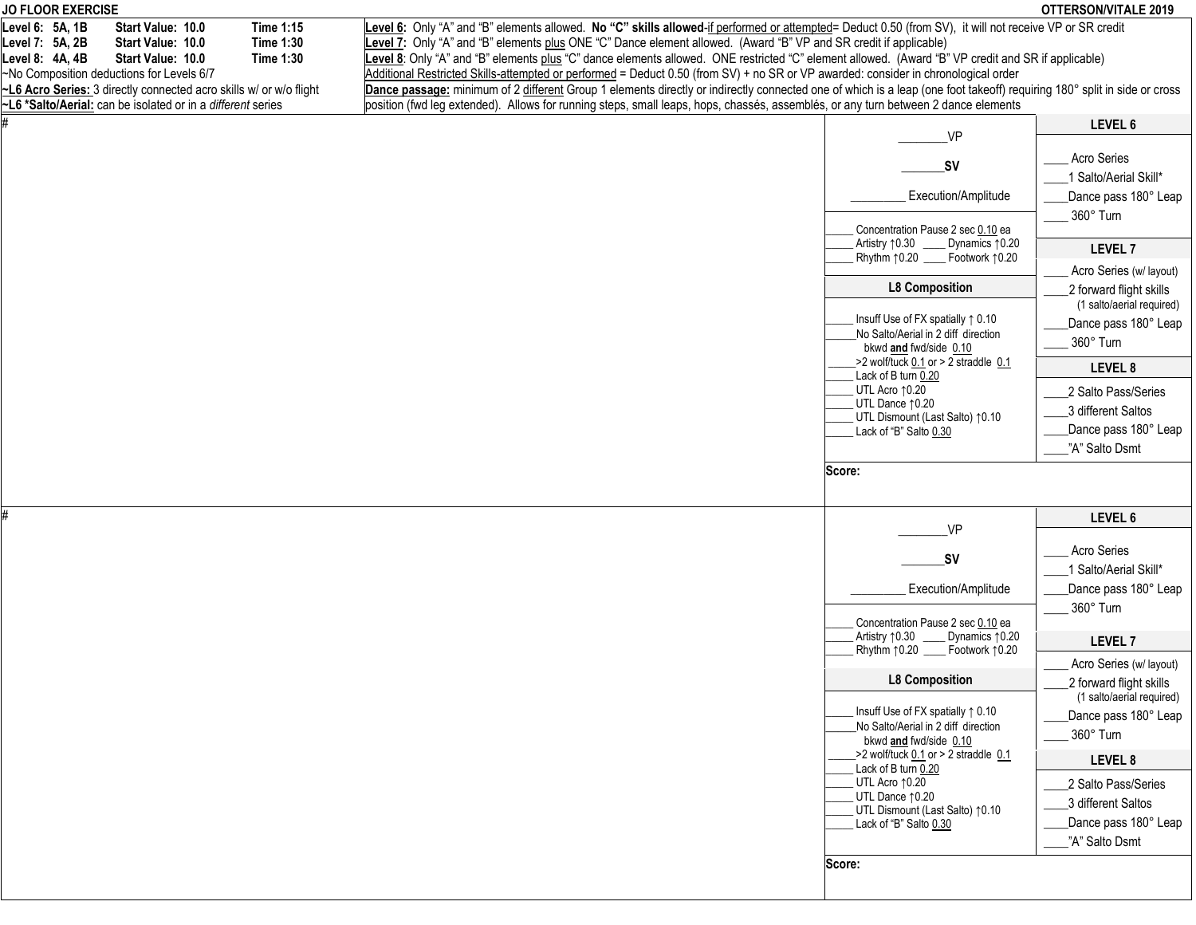**JO FLOOR EXERCISE** **OTTERSON/VITALE 2019**

| | | |
|---|---|---|
| **Level 6: 5A, 1B** | **Start Value: 10.0** | **Time 1:15** |
| **Level 7: 5A, 2B** | **Start Value: 10.0** | **Time 1:30** |
| **Level 8: 4A, 4B** | **Start Value: 10.0** | **Time 1:30** |

~No Composition deductions for Levels 6/7

**~L6 Acro Series:** 3 directly connected acro skills w/ or w/o flight

**~L6 *Salto/Aerial:** can be isolated or in a *different* series

**Level 6:** Only "A" and "B" elements allowed. **No "C" skills allowed**-if performed or attempted= Deduct 0.50 (from SV), it will not receive VP or SR credit

**Level 7:** Only "A" and "B" elements plus ONE "C" Dance element allowed. (Award "B" VP and SR credit if applicable)

**Level 8**: Only "A" and "B" elements plus "C" dance elements allowed. ONE restricted "C" element allowed. (Award "B" VP credit and SR if applicable)

Additional Restricted Skills-attempted or performed = Deduct 0.50 (from SV) + no SR or VP awarded: consider in chronological order

**Dance passage:** minimum of 2 different Group 1 elements directly or indirectly connected one of which is a leap (one foot takeoff) requiring 180° split in side or cross position (fwd leg extended). Allows for running steps, small leaps, hops, chassés, assemblés, or any turn between 2 dance elements

#

________VP

_______**SV**

_________ Execution/Amplitude

_____ Concentration Pause 2 sec 0.10 ea
_____ Artistry ↑0.30 ____ Dynamics ↑0.20
_____ Rhythm ↑0.20 ____ Footwork ↑0.20

**L8 Composition**

_____ Insuff Use of FX spatially ↑ 0.10
_____ No Salto/Aerial in 2 diff direction bkwd **and** fwd/side 0.10
_____ >2 wolf/tuck 0.1 or > 2 straddle 0.1
_____ Lack of B turn 0.20
_____ UTL Acro ↑0.20
_____ UTL Dance ↑0.20
_____ UTL Dismount (Last Salto) ↑0.10
_____ Lack of "B" Salto 0.30

**LEVEL 6**

____ Acro Series
____1 Salto/Aerial Skill*
____Dance pass 180° Leap
____ 360° Turn

**LEVEL 7**

____ Acro Series (w/ layout)
____2 forward flight skills (1 salto/aerial required)
____Dance pass 180° Leap
____ 360° Turn

**LEVEL 8**

____2 Salto Pass/Series
____3 different Saltos
____Dance pass 180° Leap
____"A" Salto Dsmt

**Score:**

#

________VP

_______**SV**

_________ Execution/Amplitude

_____ Concentration Pause 2 sec 0.10 ea
_____ Artistry ↑0.30 ____ Dynamics ↑0.20
_____ Rhythm ↑0.20 ____ Footwork ↑0.20

**L8 Composition**

_____ Insuff Use of FX spatially ↑ 0.10
_____ No Salto/Aerial in 2 diff direction bkwd **and** fwd/side 0.10
_____ >2 wolf/tuck 0.1 or > 2 straddle 0.1
_____ Lack of B turn 0.20
_____ UTL Acro ↑0.20
_____ UTL Dance ↑0.20
_____ UTL Dismount (Last Salto) ↑0.10
_____ Lack of "B" Salto 0.30

**LEVEL 6**

____ Acro Series
____1 Salto/Aerial Skill*
____Dance pass 180° Leap
____ 360° Turn

**LEVEL 7**

____ Acro Series (w/ layout)
____2 forward flight skills (1 salto/aerial required)
____Dance pass 180° Leap
____ 360° Turn

**LEVEL 8**

____2 Salto Pass/Series
____3 different Saltos
____Dance pass 180° Leap
____"A" Salto Dsmt

**Score:**